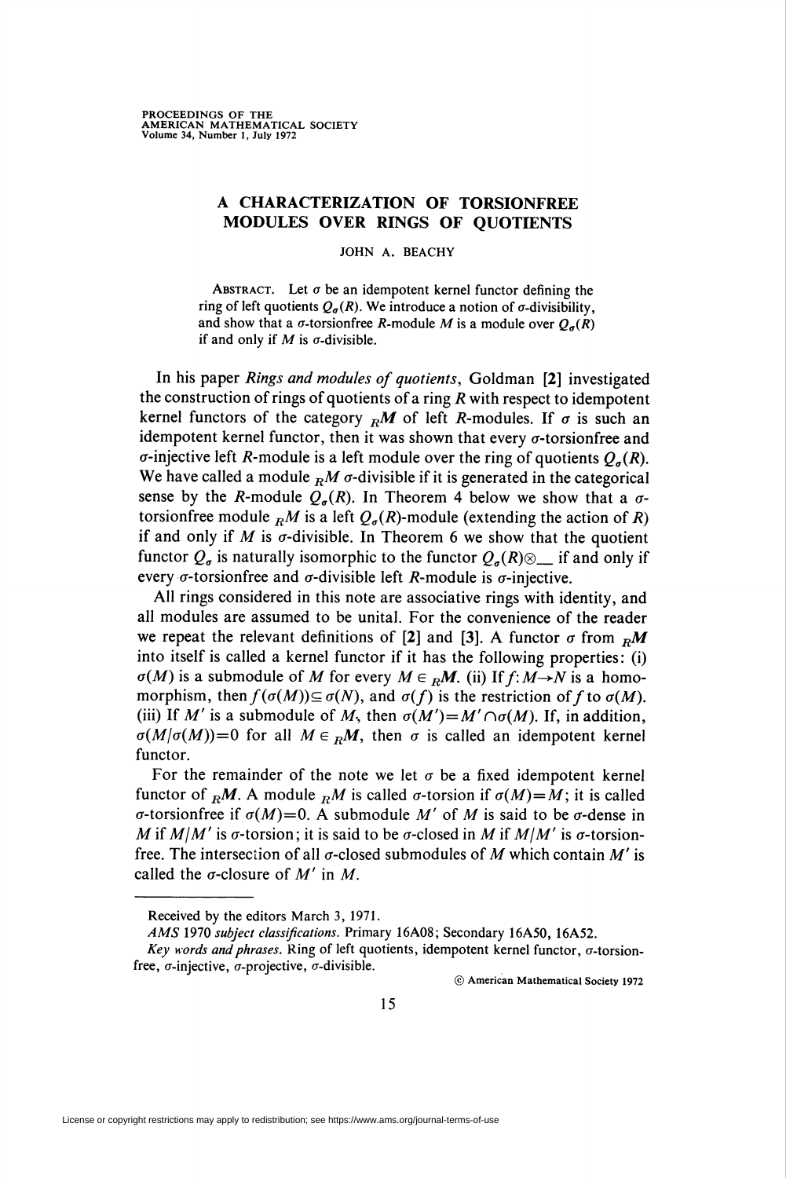# A CHARACTERIZATION OF TORSIONFREE MODULES OVER RINGS OF QUOTIENTS

JOHN A. BEACHY

ABSTRACT. Let $\sigma$ be an idempotent kernel functor defining the ring of left quotients $Q_\sigma(R)$. We introduce a notion of $\sigma$-divisibility, and show that a $\sigma$-torsionfree $R$-module $M$ is a module over $Q_\sigma(R)$ if and only if $M$ is $\sigma$-divisible.

In his paper *Rings and modules of quotients*, Goldman [2] investigated the construction of rings of quotients of a ring $R$ with respect to idempotent kernel functors of the category ${}_R\boldsymbol{M}$ of left $R$-modules. If $\sigma$ is such an idempotent kernel functor, then it was shown that every $\sigma$-torsionfree and $\sigma$-injective left $R$-module is a left module over the ring of quotients $Q_\sigma(R)$. We have called a module ${}_RM$ $\sigma$-divisible if it is generated in the categorical sense by the $R$-module $Q_\sigma(R)$. In Theorem 4 below we show that a $\sigma$-torsionfree module ${}_RM$ is a left $Q_\sigma(R)$-module (extending the action of $R$) if and only if $M$ is $\sigma$-divisible. In Theorem 6 we show that the quotient functor $Q_\sigma$ is naturally isomorphic to the functor $Q_\sigma(R)\otimes\_\_$ if and only if every $\sigma$-torsionfree and $\sigma$-divisible left $R$-module is $\sigma$-injective.

All rings considered in this note are associative rings with identity, and all modules are assumed to be unital. For the convenience of the reader we repeat the relevant definitions of [2] and [3]. A functor $\sigma$ from ${}_R\boldsymbol{M}$ into itself is called a kernel functor if it has the following properties: (i) $\sigma(M)$ is a submodule of $M$ for every $M \in {}_R\boldsymbol{M}$. (ii) If $f\colon M\to N$ is a homomorphism, then $f(\sigma(M))\subseteq\sigma(N)$, and $\sigma(f)$ is the restriction of $f$ to $\sigma(M)$. (iii) If $M'$ is a submodule of $M$, then $\sigma(M')=M'\cap\sigma(M)$. If, in addition, $\sigma(M/\sigma(M))=0$ for all $M\in {}_R\boldsymbol{M}$, then $\sigma$ is called an idempotent kernel functor.

For the remainder of the note we let $\sigma$ be a fixed idempotent kernel functor of ${}_R\boldsymbol{M}$. A module ${}_RM$ is called $\sigma$-torsion if $\sigma(M)=M$; it is called $\sigma$-torsionfree if $\sigma(M)=0$. A submodule $M'$ of $M$ is said to be $\sigma$-dense in $M$ if $M/M'$ is $\sigma$-torsion; it is said to be $\sigma$-closed in $M$ if $M/M'$ is $\sigma$-torsionfree. The intersection of all $\sigma$-closed submodules of $M$ which contain $M'$ is called the $\sigma$-closure of $M'$ in $M$.

---

Received by the editors March 3, 1971.

*AMS* 1970 *subject classifications*. Primary 16A08; Secondary 16A50, 16A52.

*Key words and phrases*. Ring of left quotients, idempotent kernel functor, $\sigma$-torsionfree, $\sigma$-injective, $\sigma$-projective, $\sigma$-divisible.

© American Mathematical Society 1972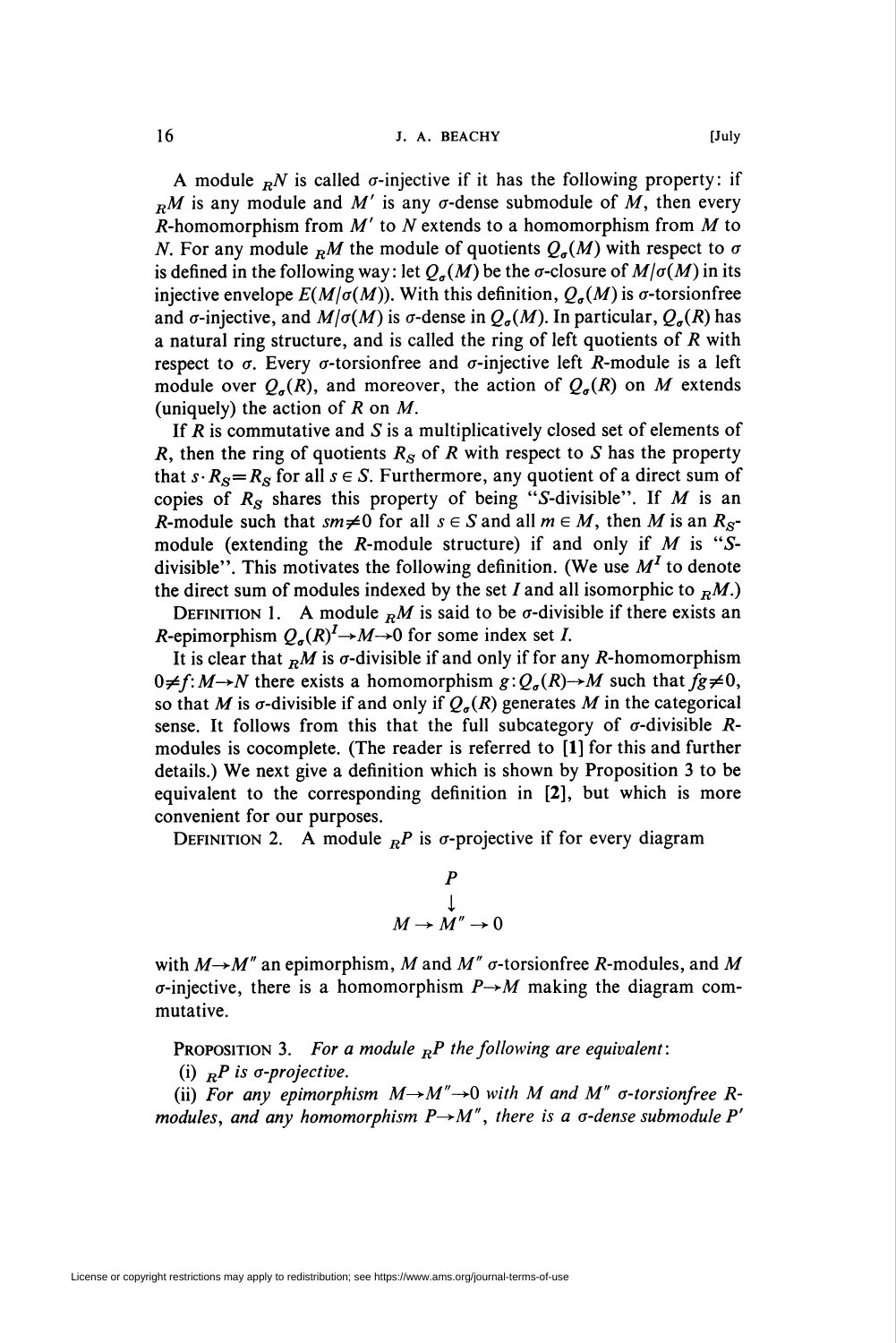A module ${}_R N$ is called $\sigma$-injective if it has the following property: if ${}_R M$ is any module and $M'$ is any $\sigma$-dense submodule of $M$, then every $R$-homomorphism from $M'$ to $N$ extends to a homomorphism from $M$ to $N$. For any module ${}_R M$ the module of quotients $Q_\sigma(M)$ with respect to $\sigma$ is defined in the following way: let $Q_\sigma(M)$ be the $\sigma$-closure of $M/\sigma(M)$ in its injective envelope $E(M/\sigma(M))$. With this definition, $Q_\sigma(M)$ is $\sigma$-torsionfree and $\sigma$-injective, and $M/\sigma(M)$ is $\sigma$-dense in $Q_\sigma(M)$. In particular, $Q_\sigma(R)$ has a natural ring structure, and is called the ring of left quotients of $R$ with respect to $\sigma$. Every $\sigma$-torsionfree and $\sigma$-injective left $R$-module is a left module over $Q_\sigma(R)$, and moreover, the action of $Q_\sigma(R)$ on $M$ extends (uniquely) the action of $R$ on $M$.

If $R$ is commutative and $S$ is a multiplicatively closed set of elements of $R$, then the ring of quotients $R_S$ of $R$ with respect to $S$ has the property that $s \cdot R_S = R_S$ for all $s \in S$. Furthermore, any quotient of a direct sum of copies of $R_S$ shares this property of being "$S$-divisible". If $M$ is an $R$-module such that $sm \neq 0$ for all $s \in S$ and all $m \in M$, then $M$ is an $R_S$-module (extending the $R$-module structure) if and only if $M$ is "$S$-divisible". This motivates the following definition. (We use $M^I$ to denote the direct sum of modules indexed by the set $I$ and all isomorphic to ${}_R M$.)

DEFINITION 1. A module ${}_R M$ is said to be $\sigma$-divisible if there exists an $R$-epimorphism $Q_\sigma(R)^I \to M \to 0$ for some index set $I$.

It is clear that ${}_R M$ is $\sigma$-divisible if and only if for any $R$-homomorphism $0 \neq f: M \to N$ there exists a homomorphism $g: Q_\sigma(R) \to M$ such that $fg \neq 0$, so that $M$ is $\sigma$-divisible if and only if $Q_\sigma(R)$ generates $M$ in the categorical sense. It follows from this that the full subcategory of $\sigma$-divisible $R$-modules is cocomplete. (The reader is referred to **[1]** for this and further details.) We next give a definition which is shown by Proposition 3 to be equivalent to the corresponding definition in **[2]**, but which is more convenient for our purposes.

DEFINITION 2. A module ${}_R P$ is $\sigma$-projective if for every diagram

$$
\begin{array}{ccc}
 & P & \\
 & \downarrow & \\
M \to & M'' & \to 0
\end{array}
$$

with $M \to M''$ an epimorphism, $M$ and $M''$ $\sigma$-torsionfree $R$-modules, and $M$ $\sigma$-injective, there is a homomorphism $P \to M$ making the diagram commutative.

PROPOSITION 3. *For a module ${}_R P$ the following are equivalent*:

(i) *${}_R P$ is $\sigma$-projective.*

(ii) *For any epimorphism $M \to M'' \to 0$ with $M$ and $M''$ $\sigma$-torsionfree $R$-modules, and any homomorphism $P \to M''$, there is a $\sigma$-dense submodule $P'$*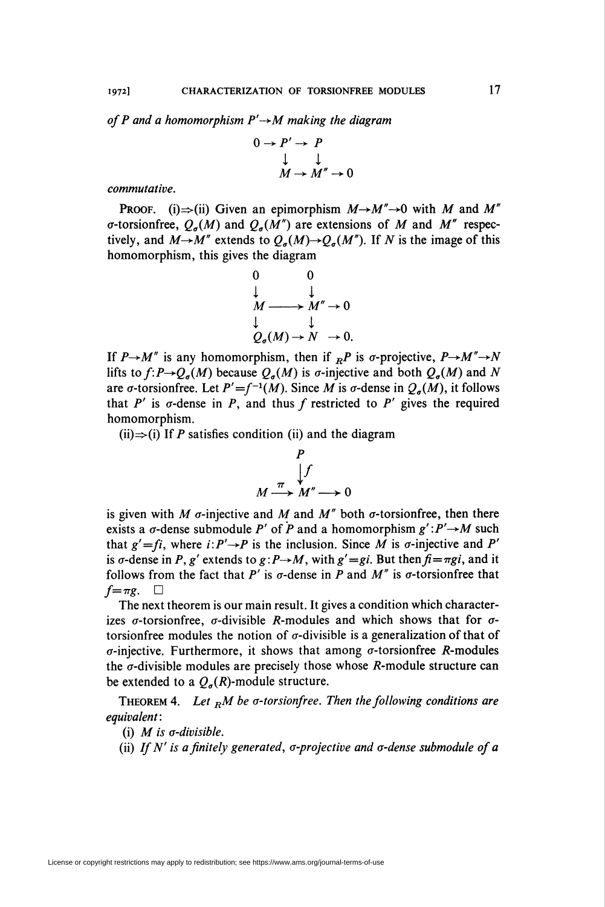*of $P$ and a homomorphism $P' \to M$ making the diagram*

$$\begin{array}{ccccc} 0 \to & P' & \to & P & \\ & \downarrow & & \downarrow & \\ & M & \to & M'' & \to 0 \end{array}$$

*commutative.*

**Proof.** (i)$\Rightarrow$(ii) Given an epimorphism $M \to M'' \to 0$ with $M$ and $M''$ $\sigma$-torsionfree, $Q_\sigma(M)$ and $Q_\sigma(M'')$ are extensions of $M$ and $M''$ respectively, and $M \to M''$ extends to $Q_\sigma(M) \to Q_\sigma(M'')$. If $N$ is the image of this homomorphism, this gives the diagram

$$\begin{array}{ccc} 0 & & 0 \\ \downarrow & & \downarrow \\ M & \longrightarrow & M'' \to 0 \\ \downarrow & & \downarrow \\ Q_\sigma(M) & \to & N \ \ \to 0. \end{array}$$

If $P \to M''$ is any homomorphism, then if ${}_RP$ is $\sigma$-projective, $P \to M'' \to N$ lifts to $f: P \to Q_\sigma(M)$ because $Q_\sigma(M)$ is $\sigma$-injective and both $Q_\sigma(M)$ and $N$ are $\sigma$-torsionfree. Let $P' = f^{-1}(M)$. Since $M$ is $\sigma$-dense in $Q_\sigma(M)$, it follows that $P'$ is $\sigma$-dense in $P$, and thus $f$ restricted to $P'$ gives the required homomorphism.

(ii)$\Rightarrow$(i) If $P$ satisfies condition (ii) and the diagram

$$\begin{array}{ccc} & & P \\ & & \downarrow f \\ M & \xrightarrow{\pi} & M'' \longrightarrow 0 \end{array}$$

is given with $M$ $\sigma$-injective and $M$ and $M''$ both $\sigma$-torsionfree, then there exists a $\sigma$-dense submodule $P'$ of $P$ and a homomorphism $g': P' \to M$ such that $g' = fi$, where $i: P' \to P$ is the inclusion. Since $M$ is $\sigma$-injective and $P'$ is $\sigma$-dense in $P$, $g'$ extends to $g: P \to M$, with $g' = gi$. But then $fi = \pi gi$, and it follows from the fact that $P'$ is $\sigma$-dense in $P$ and $M''$ is $\sigma$-torsionfree that $f = \pi g$. $\square$

The next theorem is our main result. It gives a condition which characterizes $\sigma$-torsionfree, $\sigma$-divisible $R$-modules and which shows that for $\sigma$-torsionfree modules the notion of $\sigma$-divisible is a generalization of that of $\sigma$-injective. Furthermore, it shows that among $\sigma$-torsionfree $R$-modules the $\sigma$-divisible modules are precisely those whose $R$-module structure can be extended to a $Q_\sigma(R)$-module structure.

**Theorem 4.** *Let ${}_RM$ be $\sigma$-torsionfree. Then the following conditions are equivalent:*

(i) *$M$ is $\sigma$-divisible.*

(ii) *If $N'$ is a finitely generated, $\sigma$-projective and $\sigma$-dense submodule of a*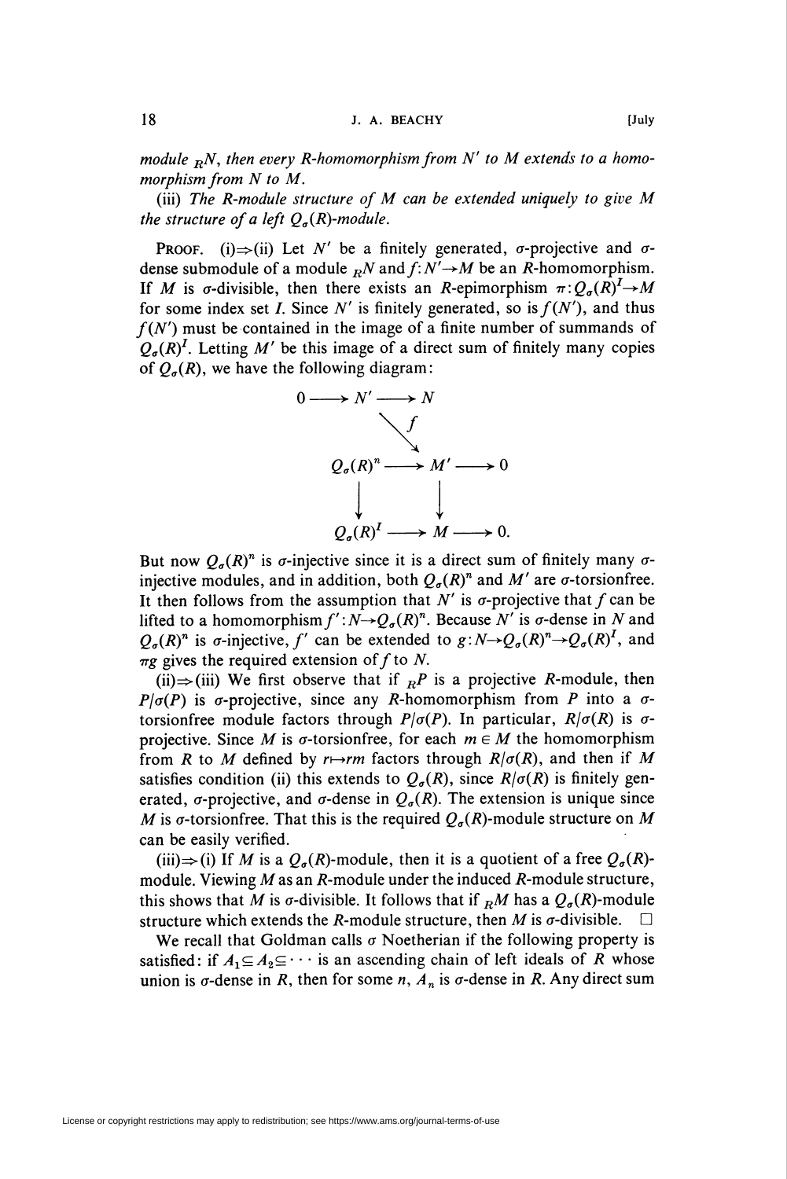*module ${}_RN$, then every $R$-homomorphism from $N'$ to $M$ extends to a homomorphism from $N$ to $M$.*

(iii) *The $R$-module structure of $M$ can be extended uniquely to give $M$ the structure of a left $Q_\sigma(R)$-module.*

PROOF. (i)$\Rightarrow$(ii) Let $N'$ be a finitely generated, $\sigma$-projective and $\sigma$-dense submodule of a module ${}_RN$ and $f: N' \to M$ be an $R$-homomorphism. If $M$ is $\sigma$-divisible, then there exists an $R$-epimorphism $\pi: Q_\sigma(R)^I \to M$ for some index set $I$. Since $N'$ is finitely generated, so is $f(N')$, and thus $f(N')$ must be contained in the image of a finite number of summands of $Q_\sigma(R)^I$. Letting $M'$ be this image of a direct sum of finitely many copies of $Q_\sigma(R)$, we have the following diagram:

$$
\begin{array}{ccccc}
0 \longrightarrow & N' & \longrightarrow & N & \\
& & \searrow f & & \\
& Q_\sigma(R)^n & \longrightarrow & M' & \longrightarrow 0 \\
& \downarrow & & \downarrow & \\
& Q_\sigma(R)^I & \longrightarrow & M & \longrightarrow 0.
\end{array}
$$

But now $Q_\sigma(R)^n$ is $\sigma$-injective since it is a direct sum of finitely many $\sigma$-injective modules, and in addition, both $Q_\sigma(R)^n$ and $M'$ are $\sigma$-torsionfree. It then follows from the assumption that $N'$ is $\sigma$-projective that $f$ can be lifted to a homomorphism $f': N \to Q_\sigma(R)^n$. Because $N'$ is $\sigma$-dense in $N$ and $Q_\sigma(R)^n$ is $\sigma$-injective, $f'$ can be extended to $g: N \to Q_\sigma(R)^n \to Q_\sigma(R)^I$, and $\pi g$ gives the required extension of $f$ to $N$.

(ii)$\Rightarrow$(iii) We first observe that if ${}_RP$ is a projective $R$-module, then $P/\sigma(P)$ is $\sigma$-projective, since any $R$-homomorphism from $P$ into a $\sigma$-torsionfree module factors through $P/\sigma(P)$. In particular, $R/\sigma(R)$ is $\sigma$-projective. Since $M$ is $\sigma$-torsionfree, for each $m \in M$ the homomorphism from $R$ to $M$ defined by $r \mapsto rm$ factors through $R/\sigma(R)$, and then if $M$ satisfies condition (ii) this extends to $Q_\sigma(R)$, since $R/\sigma(R)$ is finitely generated, $\sigma$-projective, and $\sigma$-dense in $Q_\sigma(R)$. The extension is unique since $M$ is $\sigma$-torsionfree. That this is the required $Q_\sigma(R)$-module structure on $M$ can be easily verified.

(iii)$\Rightarrow$(i) If $M$ is a $Q_\sigma(R)$-module, then it is a quotient of a free $Q_\sigma(R)$-module. Viewing $M$ as an $R$-module under the induced $R$-module structure, this shows that $M$ is $\sigma$-divisible. It follows that if ${}_RM$ has a $Q_\sigma(R)$-module structure which extends the $R$-module structure, then $M$ is $\sigma$-divisible. $\square$

We recall that Goldman calls $\sigma$ Noetherian if the following property is satisfied: if $A_1 \subseteq A_2 \subseteq \cdots$ is an ascending chain of left ideals of $R$ whose union is $\sigma$-dense in $R$, then for some $n$, $A_n$ is $\sigma$-dense in $R$. Any direct sum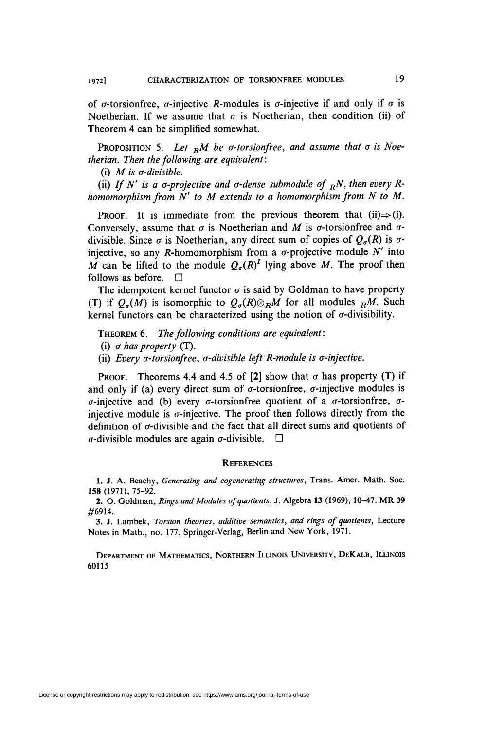of $\sigma$-torsionfree, $\sigma$-injective $R$-modules is $\sigma$-injective if and only if $\sigma$ is Noetherian. If we assume that $\sigma$ is Noetherian, then condition (ii) of Theorem 4 can be simplified somewhat.

PROPOSITION 5. *Let ${}_RM$ be $\sigma$-torsionfree, and assume that $\sigma$ is Noetherian. Then the following are equivalent*:

(i) *$M$ is $\sigma$-divisible.*

(ii) *If $N'$ is a $\sigma$-projective and $\sigma$-dense submodule of ${}_RN$, then every $R$-homomorphism from $N'$ to $M$ extends to a homomorphism from $N$ to $M$.*

PROOF. It is immediate from the previous theorem that (ii)$\Rightarrow$(i). Conversely, assume that $\sigma$ is Noetherian and $M$ is $\sigma$-torsionfree and $\sigma$-divisible. Since $\sigma$ is Noetherian, any direct sum of copies of $Q_\sigma(R)$ is $\sigma$-injective, so any $R$-homomorphism from a $\sigma$-projective module $N'$ into $M$ can be lifted to the module $Q_\sigma(R)^I$ lying above $M$. The proof then follows as before. □

The idempotent kernel functor $\sigma$ is said by Goldman to have property (T) if $Q_\sigma(M)$ is isomorphic to $Q_\sigma(R)\otimes_R M$ for all modules ${}_RM$. Such kernel functors can be characterized using the notion of $\sigma$-divisibility.

THEOREM 6. *The following conditions are equivalent*:

(i) *$\sigma$ has property* (T).

(ii) *Every $\sigma$-torsionfree, $\sigma$-divisible left $R$-module is $\sigma$-injective.*

PROOF. Theorems 4.4 and 4.5 of [**2**] show that $\sigma$ has property (T) if and only if (a) every direct sum of $\sigma$-torsionfree, $\sigma$-injective modules is $\sigma$-injective and (b) every $\sigma$-torsionfree quotient of a $\sigma$-torsionfree, $\sigma$-injective module is $\sigma$-injective. The proof then follows directly from the definition of $\sigma$-divisible and the fact that all direct sums and quotients of $\sigma$-divisible modules are again $\sigma$-divisible. □

## REFERENCES

**1.** J. A. Beachy, *Generating and cogenerating structures*, Trans. Amer. Math. Soc. **158** (1971), 75–92.

**2.** O. Goldman, *Rings and Modules of quotients*, J. Algebra **13** (1969), 10–47. MR **39** #6914.

**3.** J. Lambek, *Torsion theories, additive semantics, and rings of quotients*, Lecture Notes in Math., no. 177, Springer-Verlag, Berlin and New York, 1971.

DEPARTMENT OF MATHEMATICS, NORTHERN ILLINOIS UNIVERSITY, DEKALB, ILLINOIS 60115